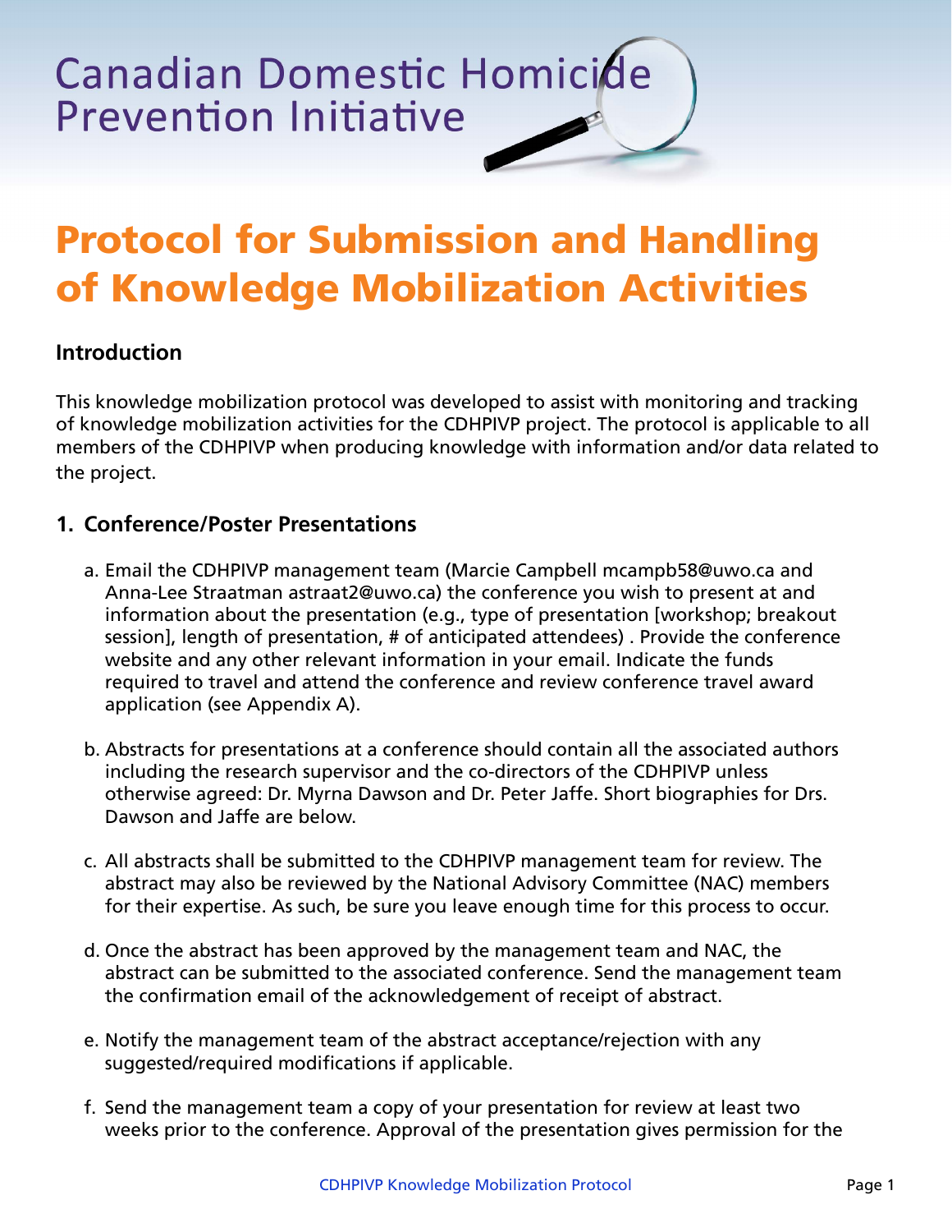Canadian Domestic Homicide Prevention Initiative

# Protocol for Submission and Handling of Knowledge Mobilization Activities

## Introduction

This knowledge mobilization protocol was developed to assist with monitoring and tracking of knowledge mobilization activities for the CDHPIVP project. The protocol is applicable to all members of the CDHPIVP when producing knowledge with information and/or data related to the project.

## 1. Conference/Poster Presentations

a. Email the CDHPIVP management team (Marcie Campbell mcampb58@uwo.ca and Anna-Lee Straatman astraat2@uwo.ca) the conference you wish to present at and information about the presentation (e.g., type of presentation [workshop; breakout session], length of presentation, # of anticipated attendees) . Provide the conference website and any other relevant information in your email. Indicate the funds required to travel and attend the conference and review conference travel award application (see Appendix A).

b. Abstracts for presentations at a conference should contain all the associated authors including the research supervisor and the co-directors of the CDHPIVP unless otherwise agreed: Dr. Myrna Dawson and Dr. Peter Jaffe. Short biographies for Drs. Dawson and Jaffe are below.

c. All abstracts shall be submitted to the CDHPIVP management team for review. The abstract may also be reviewed by the National Advisory Committee (NAC) members for their expertise. As such, be sure you leave enough time for this process to occur.

d. Once the abstract has been approved by the management team and NAC, the abstract can be submitted to the associated conference. Send the management team the confirmation email of the acknowledgement of receipt of abstract.

e. Notify the management team of the abstract acceptance/rejection with any suggested/required modifications if applicable.

f. Send the management team a copy of your presentation for review at least two weeks prior to the conference. Approval of the presentation gives permission for the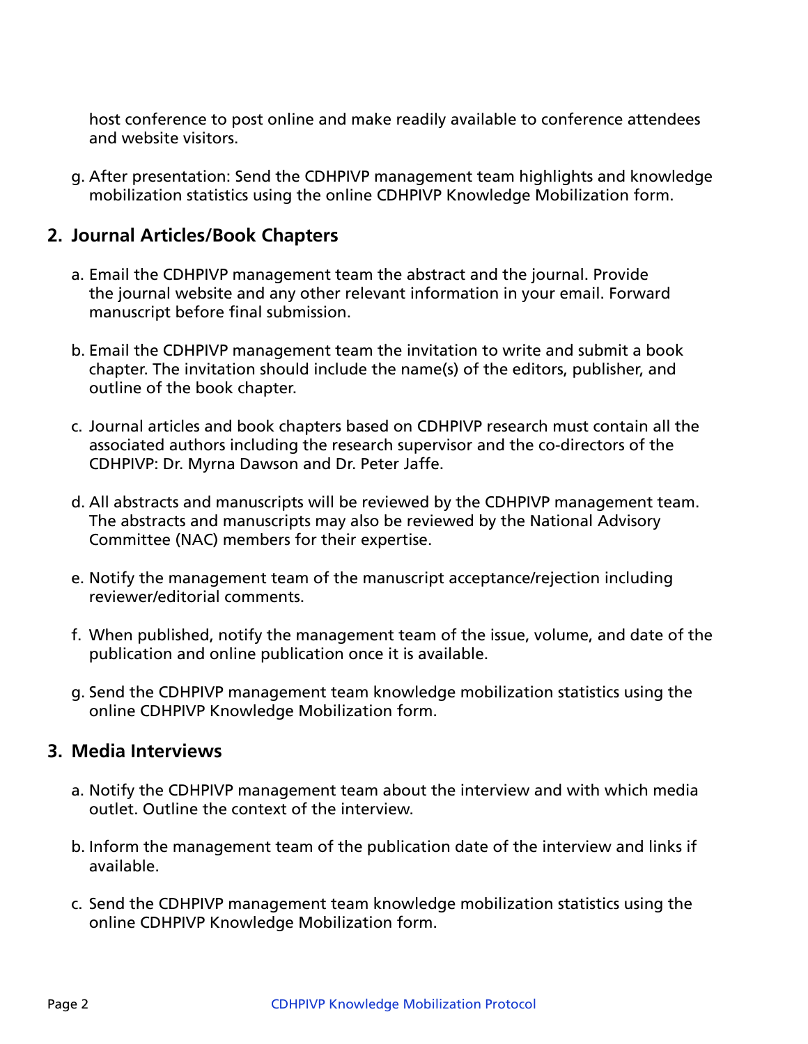host conference to post online and make readily available to conference attendees and website visitors.

g. After presentation: Send the CDHPIVP management team highlights and knowledge mobilization statistics using the online CDHPIVP Knowledge Mobilization form.

## 2. Journal Articles/Book Chapters

a. Email the CDHPIVP management team the abstract and the journal. Provide the journal website and any other relevant information in your email. Forward manuscript before final submission.

b. Email the CDHPIVP management team the invitation to write and submit a book chapter. The invitation should include the name(s) of the editors, publisher, and outline of the book chapter.

c. Journal articles and book chapters based on CDHPIVP research must contain all the associated authors including the research supervisor and the co-directors of the CDHPIVP: Dr. Myrna Dawson and Dr. Peter Jaffe.

d. All abstracts and manuscripts will be reviewed by the CDHPIVP management team. The abstracts and manuscripts may also be reviewed by the National Advisory Committee (NAC) members for their expertise.

e. Notify the management team of the manuscript acceptance/rejection including reviewer/editorial comments.

f. When published, notify the management team of the issue, volume, and date of the publication and online publication once it is available.

g. Send the CDHPIVP management team knowledge mobilization statistics using the online CDHPIVP Knowledge Mobilization form.

## 3. Media Interviews

a. Notify the CDHPIVP management team about the interview and with which media outlet. Outline the context of the interview.

b. Inform the management team of the publication date of the interview and links if available.

c. Send the CDHPIVP management team knowledge mobilization statistics using the online CDHPIVP Knowledge Mobilization form.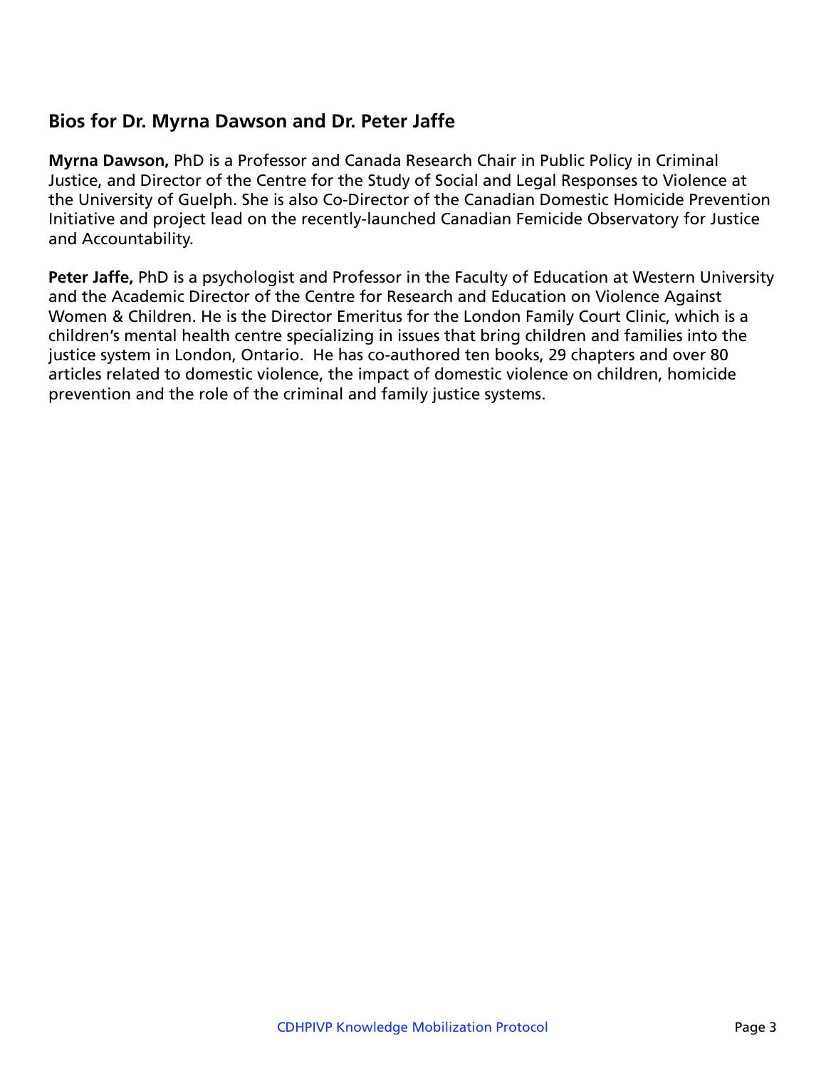## Bios for Dr. Myrna Dawson and Dr. Peter Jaffe

**Myrna Dawson,** PhD is a Professor and Canada Research Chair in Public Policy in Criminal Justice, and Director of the Centre for the Study of Social and Legal Responses to Violence at the University of Guelph. She is also Co-Director of the Canadian Domestic Homicide Prevention Initiative and project lead on the recently-launched Canadian Femicide Observatory for Justice and Accountability.

**Peter Jaffe,** PhD is a psychologist and Professor in the Faculty of Education at Western University and the Academic Director of the Centre for Research and Education on Violence Against Women & Children. He is the Director Emeritus for the London Family Court Clinic, which is a children's mental health centre specializing in issues that bring children and families into the justice system in London, Ontario. He has co-authored ten books, 29 chapters and over 80 articles related to domestic violence, the impact of domestic violence on children, homicide prevention and the role of the criminal and family justice systems.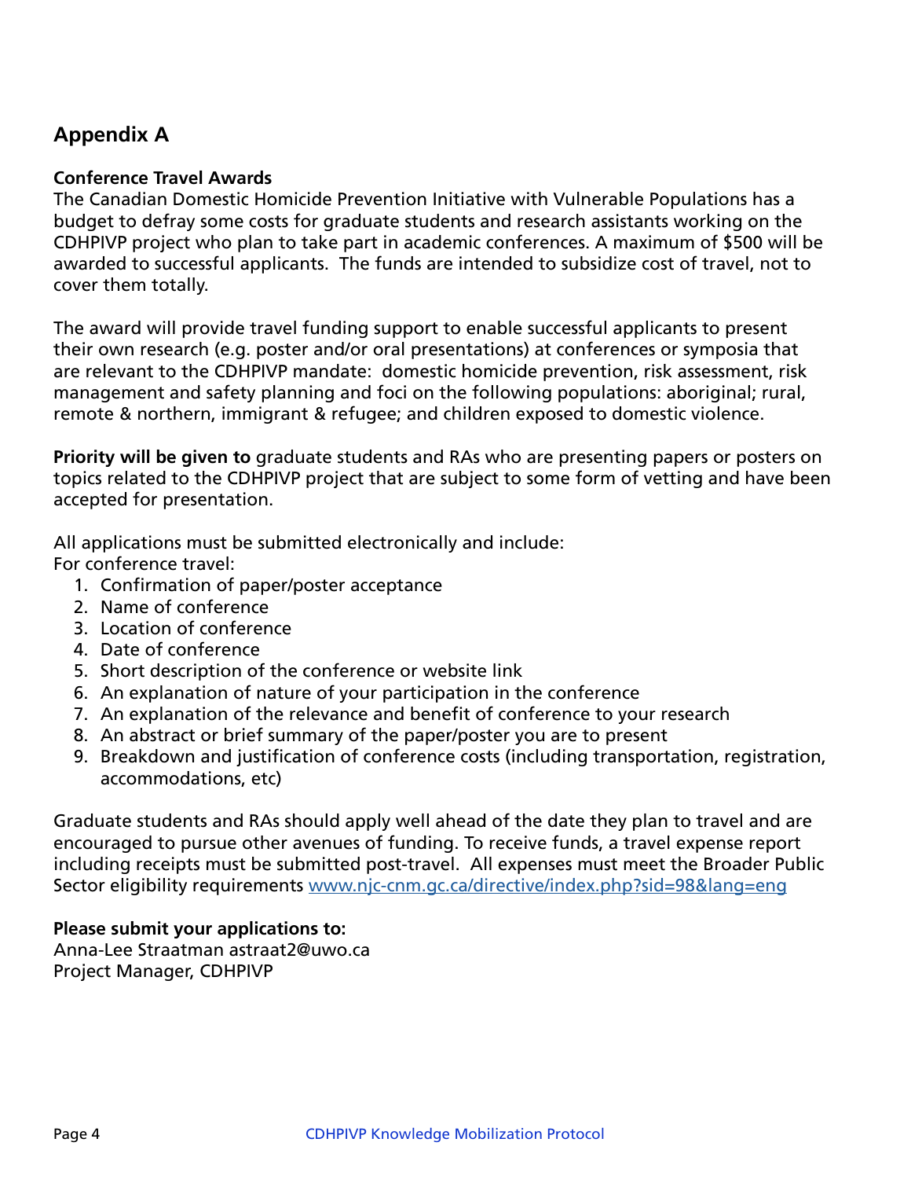## Appendix A

**Conference Travel Awards**

The Canadian Domestic Homicide Prevention Initiative with Vulnerable Populations has a budget to defray some costs for graduate students and research assistants working on the CDHPIVP project who plan to take part in academic conferences. A maximum of $500 will be awarded to successful applicants. The funds are intended to subsidize cost of travel, not to cover them totally.

The award will provide travel funding support to enable successful applicants to present their own research (e.g. poster and/or oral presentations) at conferences or symposia that are relevant to the CDHPIVP mandate: domestic homicide prevention, risk assessment, risk management and safety planning and foci on the following populations: aboriginal; rural, remote & northern, immigrant & refugee; and children exposed to domestic violence.

**Priority will be given to** graduate students and RAs who are presenting papers or posters on topics related to the CDHPIVP project that are subject to some form of vetting and have been accepted for presentation.

All applications must be submitted electronically and include:
For conference travel:

1. Confirmation of paper/poster acceptance
2. Name of conference
3. Location of conference
4. Date of conference
5. Short description of the conference or website link
6. An explanation of nature of your participation in the conference
7. An explanation of the relevance and benefit of conference to your research
8. An abstract or brief summary of the paper/poster you are to present
9. Breakdown and justification of conference costs (including transportation, registration, accommodations, etc)

Graduate students and RAs should apply well ahead of the date they plan to travel and are encouraged to pursue other avenues of funding. To receive funds, a travel expense report including receipts must be submitted post-travel. All expenses must meet the Broader Public Sector eligibility requirements www.njc-cnm.gc.ca/directive/index.php?sid=98&lang=eng

**Please submit your applications to:**
Anna-Lee Straatman astraat2@uwo.ca
Project Manager, CDHPIVP